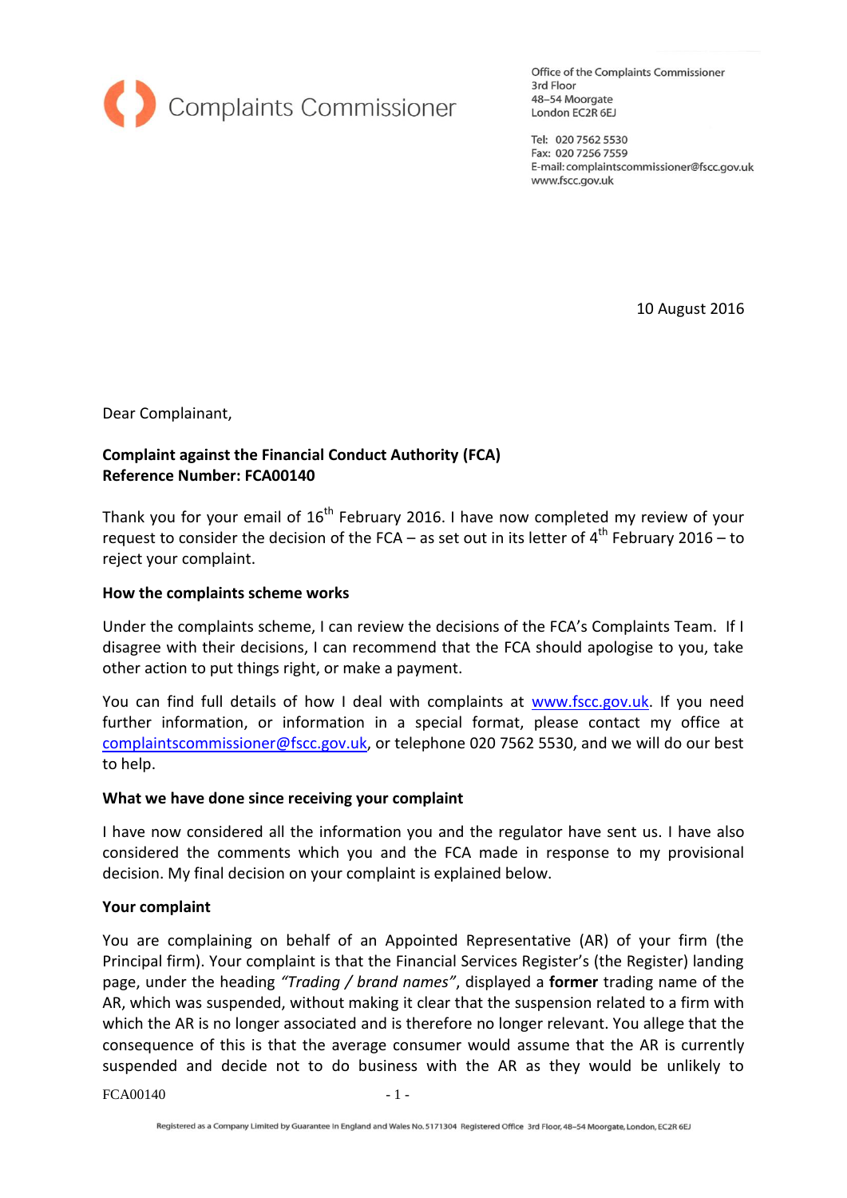Complaints Commissioner

Office of the Complaints Commissioner
3rd Floor
48–54 Moorgate
London EC2R 6EJ

Tel: 020 7562 5530
Fax: 020 7256 7559
E-mail: complaintscommissioner@fscc.gov.uk
www.fscc.gov.uk

10 August 2016

Dear Complainant,

**Complaint against the Financial Conduct Authority (FCA)**
**Reference Number: FCA00140**

Thank you for your email of 16th February 2016. I have now completed my review of your request to consider the decision of the FCA – as set out in its letter of 4th February 2016 – to reject your complaint.

**How the complaints scheme works**

Under the complaints scheme, I can review the decisions of the FCA's Complaints Team. If I disagree with their decisions, I can recommend that the FCA should apologise to you, take other action to put things right, or make a payment.

You can find full details of how I deal with complaints at www.fscc.gov.uk. If you need further information, or information in a special format, please contact my office at complaintscommissioner@fscc.gov.uk, or telephone 020 7562 5530, and we will do our best to help.

**What we have done since receiving your complaint**

I have now considered all the information you and the regulator have sent us. I have also considered the comments which you and the FCA made in response to my provisional decision. My final decision on your complaint is explained below.

**Your complaint**

You are complaining on behalf of an Appointed Representative (AR) of your firm (the Principal firm). Your complaint is that the Financial Services Register's (the Register) landing page, under the heading *"Trading / brand names"*, displayed a **former** trading name of the AR, which was suspended, without making it clear that the suspension related to a firm with which the AR is no longer associated and is therefore no longer relevant. You allege that the consequence of this is that the average consumer would assume that the AR is currently suspended and decide not to do business with the AR as they would be unlikely to

Registered as a Company Limited by Guarantee in England and Wales No. 5171304 Registered Office 3rd Floor, 48–54 Moorgate, London, EC2R 6EJ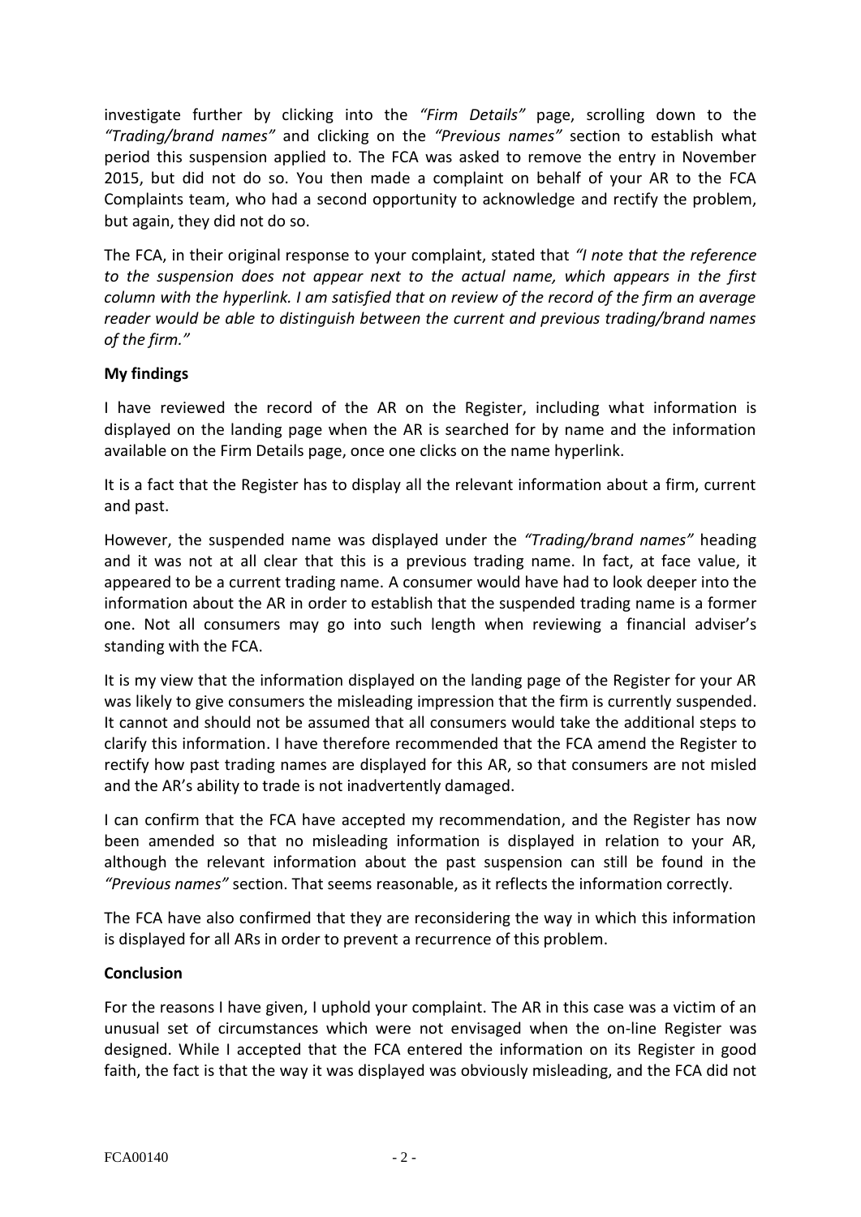investigate further by clicking into the *"Firm Details"* page, scrolling down to the *"Trading/brand names"* and clicking on the *"Previous names"* section to establish what period this suspension applied to. The FCA was asked to remove the entry in November 2015, but did not do so. You then made a complaint on behalf of your AR to the FCA Complaints team, who had a second opportunity to acknowledge and rectify the problem, but again, they did not do so.

The FCA, in their original response to your complaint, stated that *"I note that the reference to the suspension does not appear next to the actual name, which appears in the first column with the hyperlink. I am satisfied that on review of the record of the firm an average reader would be able to distinguish between the current and previous trading/brand names of the firm."*

**My findings**

I have reviewed the record of the AR on the Register, including what information is displayed on the landing page when the AR is searched for by name and the information available on the Firm Details page, once one clicks on the name hyperlink.

It is a fact that the Register has to display all the relevant information about a firm, current and past.

However, the suspended name was displayed under the *"Trading/brand names"* heading and it was not at all clear that this is a previous trading name. In fact, at face value, it appeared to be a current trading name. A consumer would have had to look deeper into the information about the AR in order to establish that the suspended trading name is a former one. Not all consumers may go into such length when reviewing a financial adviser's standing with the FCA.

It is my view that the information displayed on the landing page of the Register for your AR was likely to give consumers the misleading impression that the firm is currently suspended. It cannot and should not be assumed that all consumers would take the additional steps to clarify this information. I have therefore recommended that the FCA amend the Register to rectify how past trading names are displayed for this AR, so that consumers are not misled and the AR's ability to trade is not inadvertently damaged.

I can confirm that the FCA have accepted my recommendation, and the Register has now been amended so that no misleading information is displayed in relation to your AR, although the relevant information about the past suspension can still be found in the *"Previous names"* section. That seems reasonable, as it reflects the information correctly.

The FCA have also confirmed that they are reconsidering the way in which this information is displayed for all ARs in order to prevent a recurrence of this problem.

**Conclusion**

For the reasons I have given, I uphold your complaint. The AR in this case was a victim of an unusual set of circumstances which were not envisaged when the on-line Register was designed. While I accepted that the FCA entered the information on its Register in good faith, the fact is that the way it was displayed was obviously misleading, and the FCA did not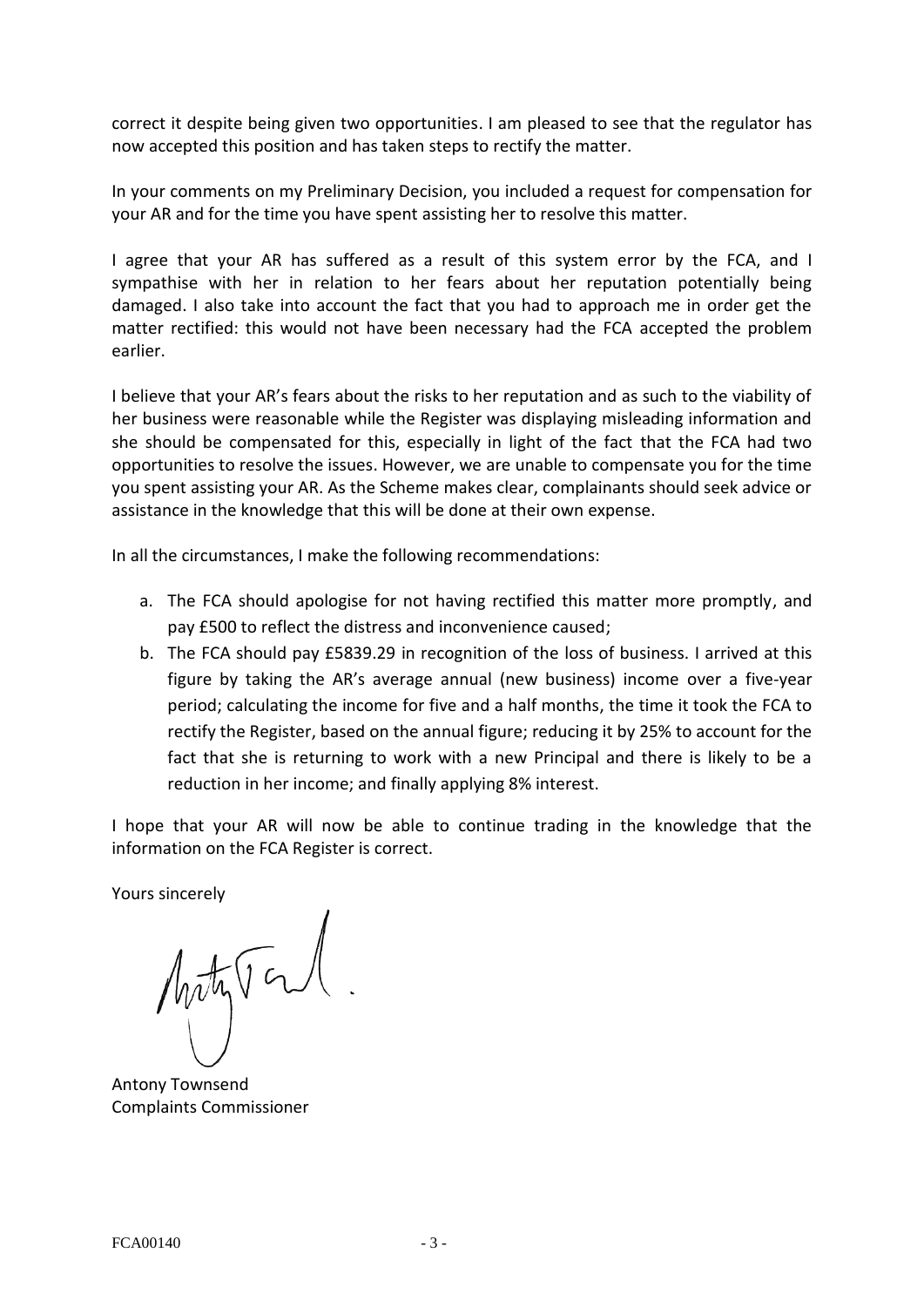correct it despite being given two opportunities. I am pleased to see that the regulator has now accepted this position and has taken steps to rectify the matter.

In your comments on my Preliminary Decision, you included a request for compensation for your AR and for the time you have spent assisting her to resolve this matter.

I agree that your AR has suffered as a result of this system error by the FCA, and I sympathise with her in relation to her fears about her reputation potentially being damaged. I also take into account the fact that you had to approach me in order get the matter rectified: this would not have been necessary had the FCA accepted the problem earlier.

I believe that your AR's fears about the risks to her reputation and as such to the viability of her business were reasonable while the Register was displaying misleading information and she should be compensated for this, especially in light of the fact that the FCA had two opportunities to resolve the issues. However, we are unable to compensate you for the time you spent assisting your AR. As the Scheme makes clear, complainants should seek advice or assistance in the knowledge that this will be done at their own expense.

In all the circumstances, I make the following recommendations:

a. The FCA should apologise for not having rectified this matter more promptly, and pay £500 to reflect the distress and inconvenience caused;
b. The FCA should pay £5839.29 in recognition of the loss of business. I arrived at this figure by taking the AR's average annual (new business) income over a five-year period; calculating the income for five and a half months, the time it took the FCA to rectify the Register, based on the annual figure; reducing it by 25% to account for the fact that she is returning to work with a new Principal and there is likely to be a reduction in her income; and finally applying 8% interest.

I hope that your AR will now be able to continue trading in the knowledge that the information on the FCA Register is correct.

Yours sincerely

Antony Townsend
Complaints Commissioner

FCA00140